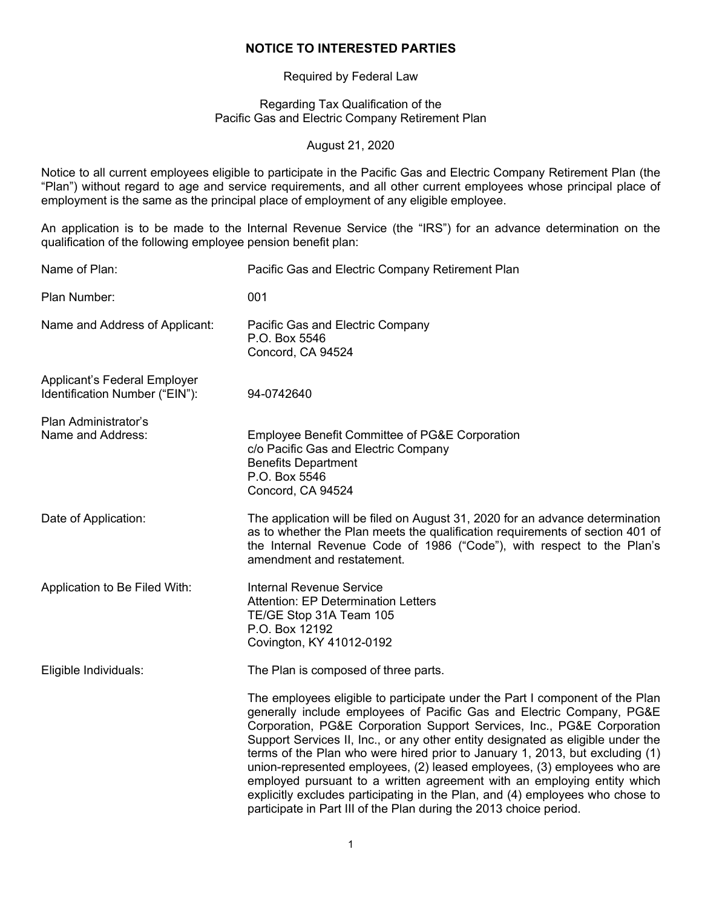# NOTICE TO INTERESTED PARTIES

Required by Federal Law

Regarding Tax Qualification of the
Pacific Gas and Electric Company Retirement Plan

August 21, 2020

Notice to all current employees eligible to participate in the Pacific Gas and Electric Company Retirement Plan (the "Plan") without regard to age and service requirements, and all other current employees whose principal place of employment is the same as the principal place of employment of any eligible employee.

An application is to be made to the Internal Revenue Service (the "IRS") for an advance determination on the qualification of the following employee pension benefit plan:

| | |
|---|---|
| Name of Plan: | Pacific Gas and Electric Company Retirement Plan |
| Plan Number: | 001 |
| Name and Address of Applicant: | Pacific Gas and Electric Company<br>P.O. Box 5546<br>Concord, CA 94524 |
| Applicant's Federal Employer Identification Number ("EIN"): | 94-0742640 |
| Plan Administrator's Name and Address: | Employee Benefit Committee of PG&E Corporation<br>c/o Pacific Gas and Electric Company<br>Benefits Department<br>P.O. Box 5546<br>Concord, CA 94524 |
| Date of Application: | The application will be filed on August 31, 2020 for an advance determination as to whether the Plan meets the qualification requirements of section 401 of the Internal Revenue Code of 1986 ("Code"), with respect to the Plan's amendment and restatement. |
| Application to Be Filed With: | Internal Revenue Service<br>Attention: EP Determination Letters<br>TE/GE Stop 31A Team 105<br>P.O. Box 12192<br>Covington, KY 41012-0192 |
| Eligible Individuals: | The Plan is composed of three parts.<br><br>The employees eligible to participate under the Part I component of the Plan generally include employees of Pacific Gas and Electric Company, PG&E Corporation, PG&E Corporation Support Services, Inc., PG&E Corporation Support Services II, Inc., or any other entity designated as eligible under the terms of the Plan who were hired prior to January 1, 2013, but excluding (1) union-represented employees, (2) leased employees, (3) employees who are employed pursuant to a written agreement with an employing entity which explicitly excludes participating in the Plan, and (4) employees who chose to participate in Part III of the Plan during the 2013 choice period. |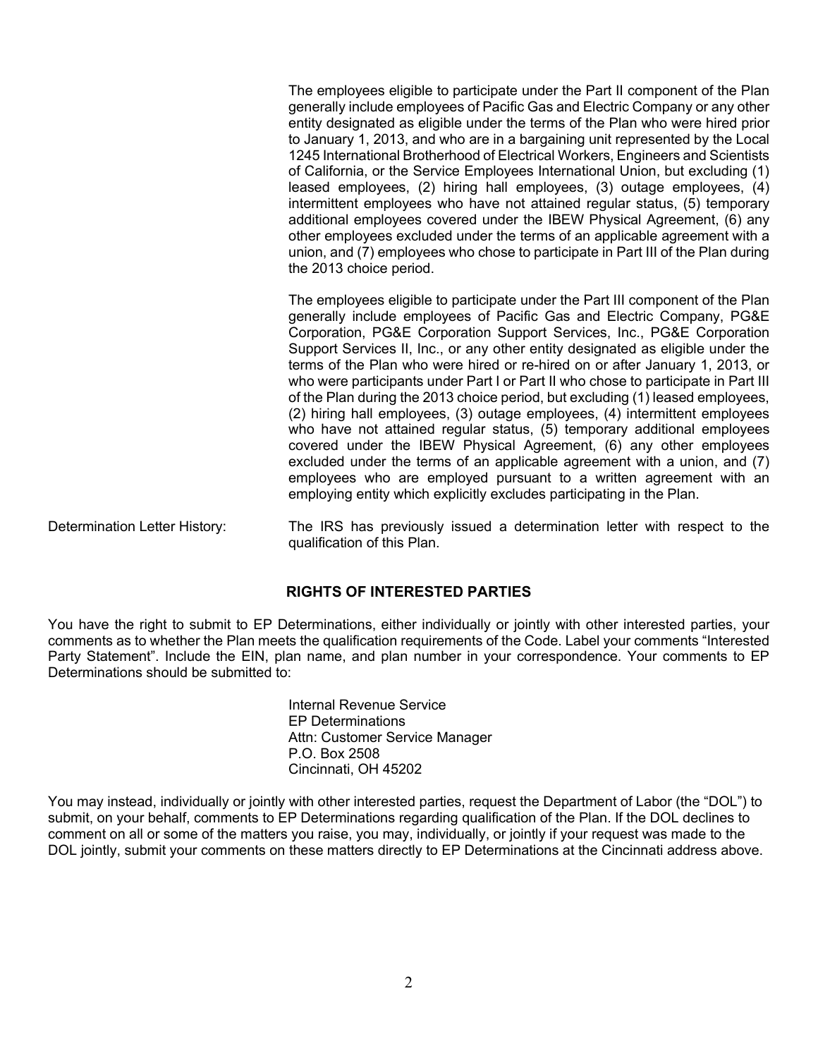The employees eligible to participate under the Part II component of the Plan generally include employees of Pacific Gas and Electric Company or any other entity designated as eligible under the terms of the Plan who were hired prior to January 1, 2013, and who are in a bargaining unit represented by the Local 1245 International Brotherhood of Electrical Workers, Engineers and Scientists of California, or the Service Employees International Union, but excluding (1) leased employees, (2) hiring hall employees, (3) outage employees, (4) intermittent employees who have not attained regular status, (5) temporary additional employees covered under the IBEW Physical Agreement, (6) any other employees excluded under the terms of an applicable agreement with a union, and (7) employees who chose to participate in Part III of the Plan during the 2013 choice period.

The employees eligible to participate under the Part III component of the Plan generally include employees of Pacific Gas and Electric Company, PG&E Corporation, PG&E Corporation Support Services, Inc., PG&E Corporation Support Services II, Inc., or any other entity designated as eligible under the terms of the Plan who were hired or re-hired on or after January 1, 2013, or who were participants under Part I or Part II who chose to participate in Part III of the Plan during the 2013 choice period, but excluding (1) leased employees, (2) hiring hall employees, (3) outage employees, (4) intermittent employees who have not attained regular status, (5) temporary additional employees covered under the IBEW Physical Agreement, (6) any other employees excluded under the terms of an applicable agreement with a union, and (7) employees who are employed pursuant to a written agreement with an employing entity which explicitly excludes participating in the Plan.

Determination Letter History: The IRS has previously issued a determination letter with respect to the qualification of this Plan.

## RIGHTS OF INTERESTED PARTIES

You have the right to submit to EP Determinations, either individually or jointly with other interested parties, your comments as to whether the Plan meets the qualification requirements of the Code. Label your comments "Interested Party Statement". Include the EIN, plan name, and plan number in your correspondence. Your comments to EP Determinations should be submitted to:

Internal Revenue Service
EP Determinations
Attn: Customer Service Manager
P.O. Box 2508
Cincinnati, OH 45202

You may instead, individually or jointly with other interested parties, request the Department of Labor (the "DOL") to submit, on your behalf, comments to EP Determinations regarding qualification of the Plan. If the DOL declines to comment on all or some of the matters you raise, you may, individually, or jointly if your request was made to the DOL jointly, submit your comments on these matters directly to EP Determinations at the Cincinnati address above.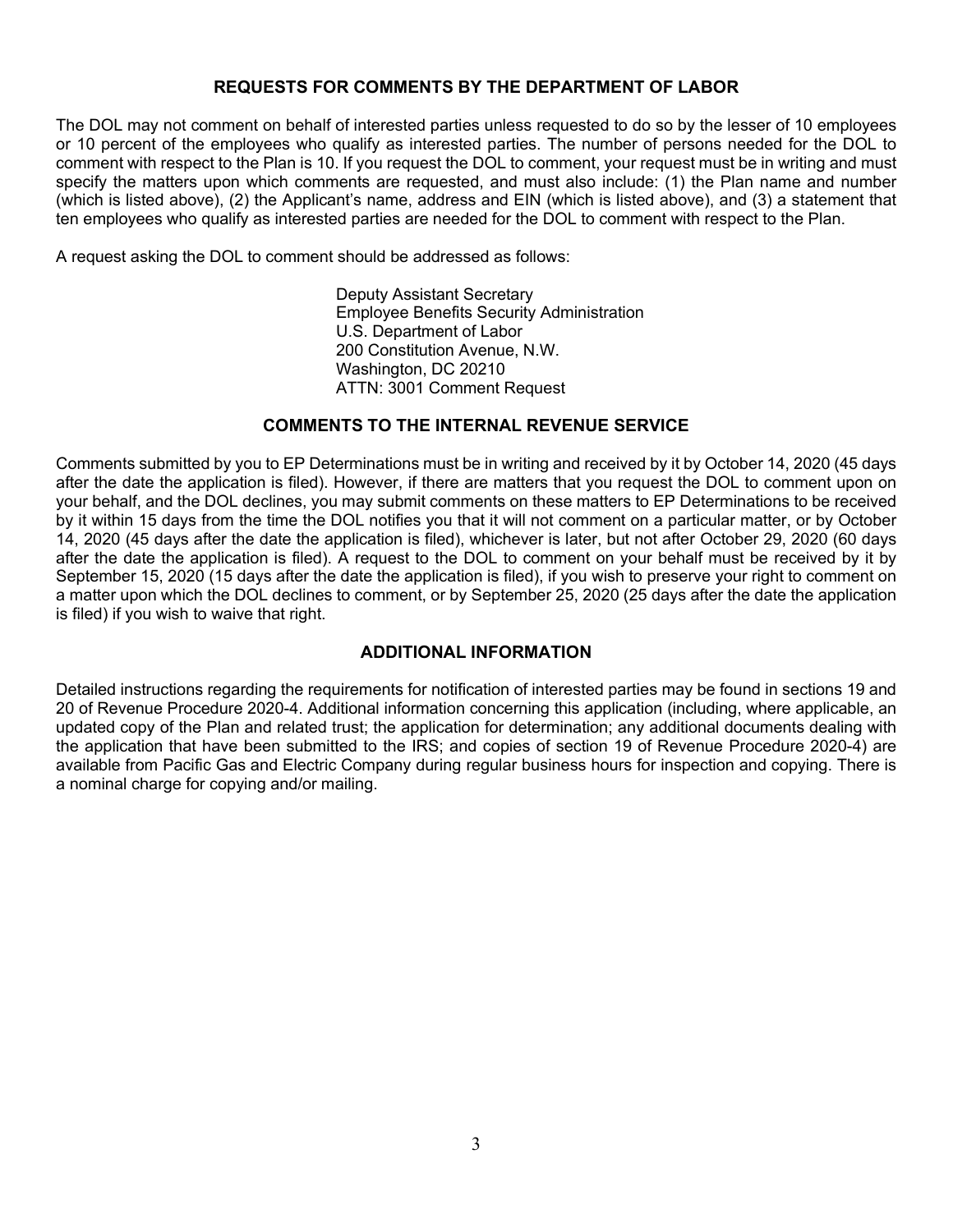## REQUESTS FOR COMMENTS BY THE DEPARTMENT OF LABOR

The DOL may not comment on behalf of interested parties unless requested to do so by the lesser of 10 employees or 10 percent of the employees who qualify as interested parties. The number of persons needed for the DOL to comment with respect to the Plan is 10. If you request the DOL to comment, your request must be in writing and must specify the matters upon which comments are requested, and must also include: (1) the Plan name and number (which is listed above), (2) the Applicant's name, address and EIN (which is listed above), and (3) a statement that ten employees who qualify as interested parties are needed for the DOL to comment with respect to the Plan.

A request asking the DOL to comment should be addressed as follows:

Deputy Assistant Secretary
Employee Benefits Security Administration
U.S. Department of Labor
200 Constitution Avenue, N.W.
Washington, DC 20210
ATTN: 3001 Comment Request

## COMMENTS TO THE INTERNAL REVENUE SERVICE

Comments submitted by you to EP Determinations must be in writing and received by it by October 14, 2020 (45 days after the date the application is filed). However, if there are matters that you request the DOL to comment upon on your behalf, and the DOL declines, you may submit comments on these matters to EP Determinations to be received by it within 15 days from the time the DOL notifies you that it will not comment on a particular matter, or by October 14, 2020 (45 days after the date the application is filed), whichever is later, but not after October 29, 2020 (60 days after the date the application is filed). A request to the DOL to comment on your behalf must be received by it by September 15, 2020 (15 days after the date the application is filed), if you wish to preserve your right to comment on a matter upon which the DOL declines to comment, or by September 25, 2020 (25 days after the date the application is filed) if you wish to waive that right.

## ADDITIONAL INFORMATION

Detailed instructions regarding the requirements for notification of interested parties may be found in sections 19 and 20 of Revenue Procedure 2020-4. Additional information concerning this application (including, where applicable, an updated copy of the Plan and related trust; the application for determination; any additional documents dealing with the application that have been submitted to the IRS; and copies of section 19 of Revenue Procedure 2020-4) are available from Pacific Gas and Electric Company during regular business hours for inspection and copying. There is a nominal charge for copying and/or mailing.